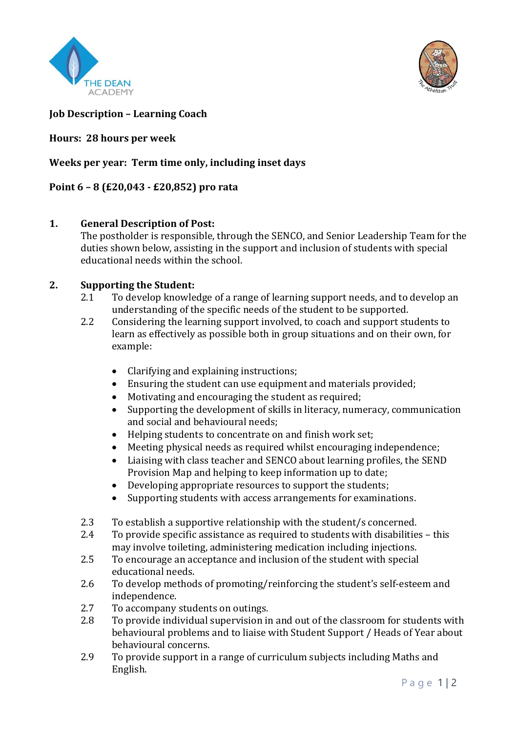**Job Description – Learning Coach**

**Hours: 28 hours per week**

**Weeks per year: Term time only, including inset days**

**Point 6 – 8 (£20,043 - £20,852) pro rata**

**1. General Description of Post:**

The postholder is responsible, through the SENCO, and Senior Leadership Team for the duties shown below, assisting in the support and inclusion of students with special educational needs within the school.

**2. Supporting the Student:**

2.1 To develop knowledge of a range of learning support needs, and to develop an understanding of the specific needs of the student to be supported.

2.2 Considering the learning support involved, to coach and support students to learn as effectively as possible both in group situations and on their own, for example:

- Clarifying and explaining instructions;
- Ensuring the student can use equipment and materials provided;
- Motivating and encouraging the student as required;
- Supporting the development of skills in literacy, numeracy, communication and social and behavioural needs;
- Helping students to concentrate on and finish work set;
- Meeting physical needs as required whilst encouraging independence;
- Liaising with class teacher and SENCO about learning profiles, the SEND Provision Map and helping to keep information up to date;
- Developing appropriate resources to support the students;
- Supporting students with access arrangements for examinations.

2.3 To establish a supportive relationship with the student/s concerned.

2.4 To provide specific assistance as required to students with disabilities – this may involve toileting, administering medication including injections.

2.5 To encourage an acceptance and inclusion of the student with special educational needs.

2.6 To develop methods of promoting/reinforcing the student's self-esteem and independence.

2.7 To accompany students on outings.

2.8 To provide individual supervision in and out of the classroom for students with behavioural problems and to liaise with Student Support / Heads of Year about behavioural concerns.

2.9 To provide support in a range of curriculum subjects including Maths and English.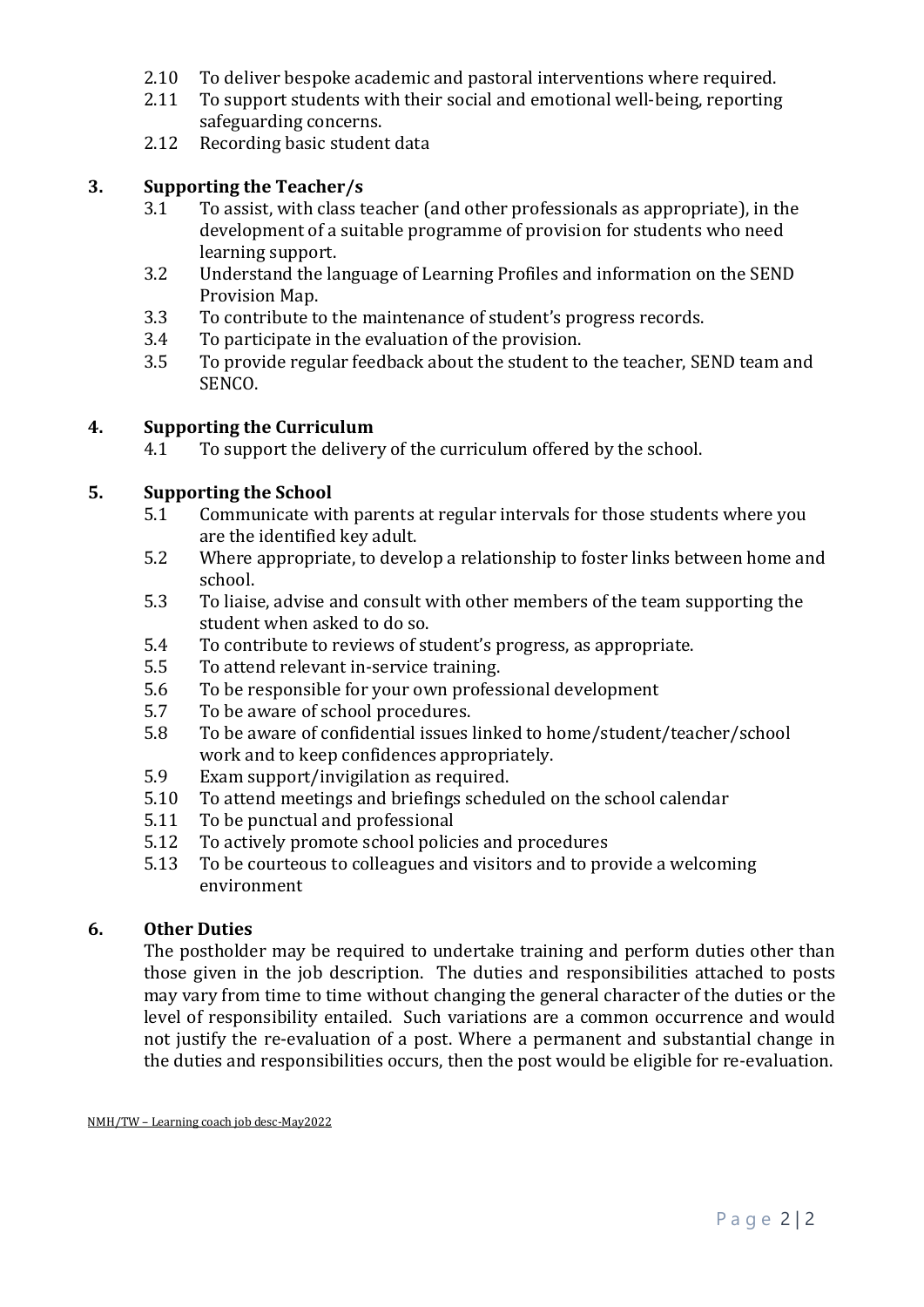2.10 To deliver bespoke academic and pastoral interventions where required.
2.11 To support students with their social and emotional well-being, reporting safeguarding concerns.
2.12 Recording basic student data

## 3. Supporting the Teacher/s

3.1 To assist, with class teacher (and other professionals as appropriate), in the development of a suitable programme of provision for students who need learning support.
3.2 Understand the language of Learning Profiles and information on the SEND Provision Map.
3.3 To contribute to the maintenance of student's progress records.
3.4 To participate in the evaluation of the provision.
3.5 To provide regular feedback about the student to the teacher, SEND team and SENCO.

## 4. Supporting the Curriculum

4.1 To support the delivery of the curriculum offered by the school.

## 5. Supporting the School

5.1 Communicate with parents at regular intervals for those students where you are the identified key adult.
5.2 Where appropriate, to develop a relationship to foster links between home and school.
5.3 To liaise, advise and consult with other members of the team supporting the student when asked to do so.
5.4 To contribute to reviews of student's progress, as appropriate.
5.5 To attend relevant in-service training.
5.6 To be responsible for your own professional development
5.7 To be aware of school procedures.
5.8 To be aware of confidential issues linked to home/student/teacher/school work and to keep confidences appropriately.
5.9 Exam support/invigilation as required.
5.10 To attend meetings and briefings scheduled on the school calendar
5.11 To be punctual and professional
5.12 To actively promote school policies and procedures
5.13 To be courteous to colleagues and visitors and to provide a welcoming environment

## 6. Other Duties

The postholder may be required to undertake training and perform duties other than those given in the job description. The duties and responsibilities attached to posts may vary from time to time without changing the general character of the duties or the level of responsibility entailed. Such variations are a common occurrence and would not justify the re-evaluation of a post. Where a permanent and substantial change in the duties and responsibilities occurs, then the post would be eligible for re-evaluation.

NMH/TW – Learning coach job desc-May2022